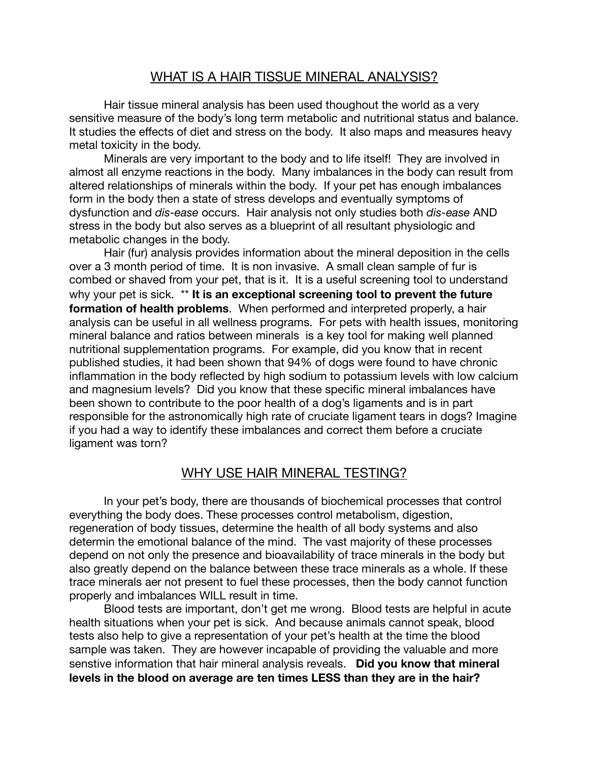## WHAT IS A HAIR TISSUE MINERAL ANALYSIS?

Hair tissue mineral analysis has been used thoughout the world as a very sensitive measure of the body's long term metabolic and nutritional status and balance. It studies the effects of diet and stress on the body. It also maps and measures heavy metal toxicity in the body.

Minerals are very important to the body and to life itself! They are involved in almost all enzyme reactions in the body. Many imbalances in the body can result from altered relationships of minerals within the body. If your pet has enough imbalances form in the body then a state of stress develops and eventually symptoms of dysfunction and *dis-ease* occurs. Hair analysis not only studies both *dis-ease* AND stress in the body but also serves as a blueprint of all resultant physiologic and metabolic changes in the body.

Hair (fur) analysis provides information about the mineral deposition in the cells over a 3 month period of time. It is non invasive. A small clean sample of fur is combed or shaved from your pet, that is it. It is a useful screening tool to understand why your pet is sick. ** **It is an exceptional screening tool to prevent the future formation of health problems**. When performed and interpreted properly, a hair analysis can be useful in all wellness programs. For pets with health issues, monitoring mineral balance and ratios between minerals is a key tool for making well planned nutritional supplementation programs. For example, did you know that in recent published studies, it had been shown that 94% of dogs were found to have chronic inflammation in the body reflected by high sodium to potassium levels with low calcium and magnesium levels? Did you know that these specific mineral imbalances have been shown to contribute to the poor health of a dog's ligaments and is in part responsible for the astronomically high rate of cruciate ligament tears in dogs? Imagine if you had a way to identify these imbalances and correct them before a cruciate ligament was torn?

## WHY USE HAIR MINERAL TESTING?

In your pet's body, there are thousands of biochemical processes that control everything the body does. These processes control metabolism, digestion, regeneration of body tissues, determine the health of all body systems and also determin the emotional balance of the mind. The vast majority of these processes depend on not only the presence and bioavailability of trace minerals in the body but also greatly depend on the balance between these trace minerals as a whole. If these trace minerals aer not present to fuel these processes, then the body cannot function properly and imbalances WILL result in time.

Blood tests are important, don't get me wrong. Blood tests are helpful in acute health situations when your pet is sick. And because animals cannot speak, blood tests also help to give a representation of your pet's health at the time the blood sample was taken. They are however incapable of providing the valuable and more senstive information that hair mineral analysis reveals. **Did you know that mineral levels in the blood on average are ten times LESS than they are in the hair?**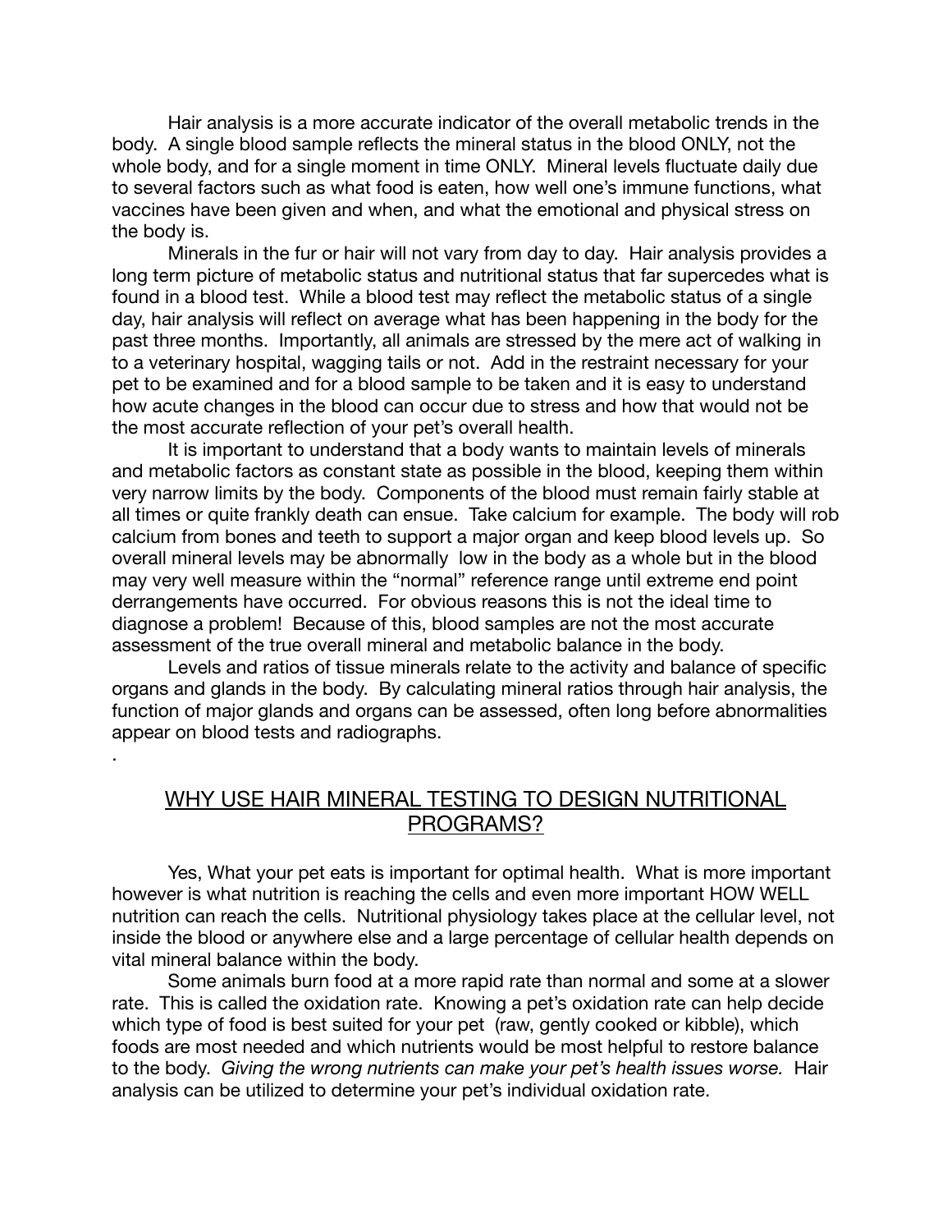Hair analysis is a more accurate indicator of the overall metabolic trends in the body. A single blood sample reflects the mineral status in the blood ONLY, not the whole body, and for a single moment in time ONLY. Mineral levels fluctuate daily due to several factors such as what food is eaten, how well one's immune functions, what vaccines have been given and when, and what the emotional and physical stress on the body is.

Minerals in the fur or hair will not vary from day to day. Hair analysis provides a long term picture of metabolic status and nutritional status that far supercedes what is found in a blood test. While a blood test may reflect the metabolic status of a single day, hair analysis will reflect on average what has been happening in the body for the past three months. Importantly, all animals are stressed by the mere act of walking in to a veterinary hospital, wagging tails or not. Add in the restraint necessary for your pet to be examined and for a blood sample to be taken and it is easy to understand how acute changes in the blood can occur due to stress and how that would not be the most accurate reflection of your pet's overall health.

It is important to understand that a body wants to maintain levels of minerals and metabolic factors as constant state as possible in the blood, keeping them within very narrow limits by the body. Components of the blood must remain fairly stable at all times or quite frankly death can ensue. Take calcium for example. The body will rob calcium from bones and teeth to support a major organ and keep blood levels up. So overall mineral levels may be abnormally low in the body as a whole but in the blood may very well measure within the "normal" reference range until extreme end point derrangements have occurred. For obvious reasons this is not the ideal time to diagnose a problem! Because of this, blood samples are not the most accurate assessment of the true overall mineral and metabolic balance in the body.

Levels and ratios of tissue minerals relate to the activity and balance of specific organs and glands in the body. By calculating mineral ratios through hair analysis, the function of major glands and organs can be assessed, often long before abnormalities appear on blood tests and radiographs.

.

## WHY USE HAIR MINERAL TESTING TO DESIGN NUTRITIONAL PROGRAMS?

Yes, What your pet eats is important for optimal health. What is more important however is what nutrition is reaching the cells and even more important HOW WELL nutrition can reach the cells. Nutritional physiology takes place at the cellular level, not inside the blood or anywhere else and a large percentage of cellular health depends on vital mineral balance within the body.

Some animals burn food at a more rapid rate than normal and some at a slower rate. This is called the oxidation rate. Knowing a pet's oxidation rate can help decide which type of food is best suited for your pet (raw, gently cooked or kibble), which foods are most needed and which nutrients would be most helpful to restore balance to the body. *Giving the wrong nutrients can make your pet's health issues worse.* Hair analysis can be utilized to determine your pet's individual oxidation rate.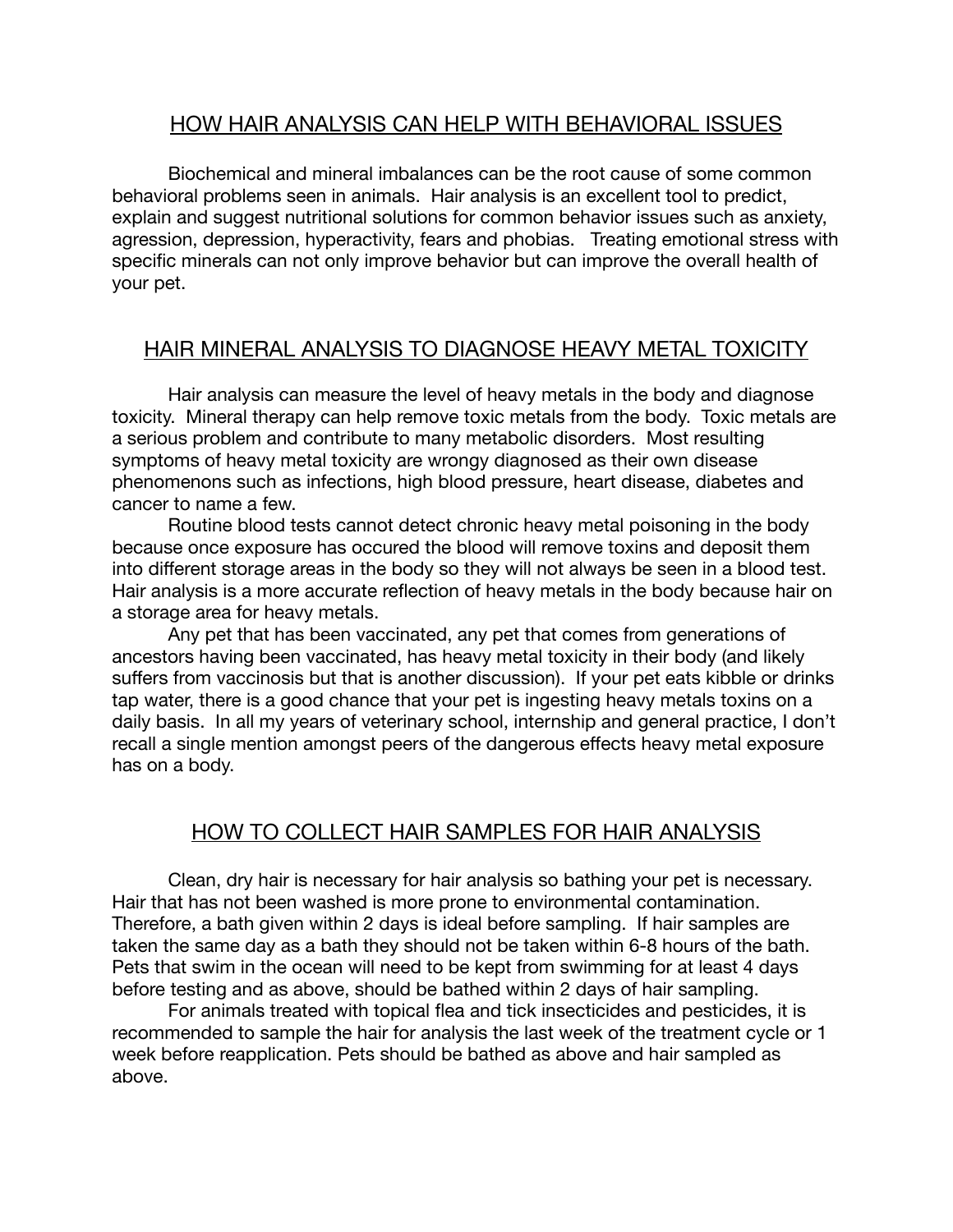## HOW HAIR ANALYSIS CAN HELP WITH BEHAVIORAL ISSUES

Biochemical and mineral imbalances can be the root cause of some common behavioral problems seen in animals. Hair analysis is an excellent tool to predict, explain and suggest nutritional solutions for common behavior issues such as anxiety, agression, depression, hyperactivity, fears and phobias. Treating emotional stress with specific minerals can not only improve behavior but can improve the overall health of your pet.

## HAIR MINERAL ANALYSIS TO DIAGNOSE HEAVY METAL TOXICITY

Hair analysis can measure the level of heavy metals in the body and diagnose toxicity. Mineral therapy can help remove toxic metals from the body. Toxic metals are a serious problem and contribute to many metabolic disorders. Most resulting symptoms of heavy metal toxicity are wrongy diagnosed as their own disease phenomenons such as infections, high blood pressure, heart disease, diabetes and cancer to name a few.

Routine blood tests cannot detect chronic heavy metal poisoning in the body because once exposure has occured the blood will remove toxins and deposit them into different storage areas in the body so they will not always be seen in a blood test. Hair analysis is a more accurate reflection of heavy metals in the body because hair on a storage area for heavy metals.

Any pet that has been vaccinated, any pet that comes from generations of ancestors having been vaccinated, has heavy metal toxicity in their body (and likely suffers from vaccinosis but that is another discussion). If your pet eats kibble or drinks tap water, there is a good chance that your pet is ingesting heavy metals toxins on a daily basis. In all my years of veterinary school, internship and general practice, I don't recall a single mention amongst peers of the dangerous effects heavy metal exposure has on a body.

## HOW TO COLLECT HAIR SAMPLES FOR HAIR ANALYSIS

Clean, dry hair is necessary for hair analysis so bathing your pet is necessary. Hair that has not been washed is more prone to environmental contamination. Therefore, a bath given within 2 days is ideal before sampling. If hair samples are taken the same day as a bath they should not be taken within 6-8 hours of the bath. Pets that swim in the ocean will need to be kept from swimming for at least 4 days before testing and as above, should be bathed within 2 days of hair sampling.

For animals treated with topical flea and tick insecticides and pesticides, it is recommended to sample the hair for analysis the last week of the treatment cycle or 1 week before reapplication. Pets should be bathed as above and hair sampled as above.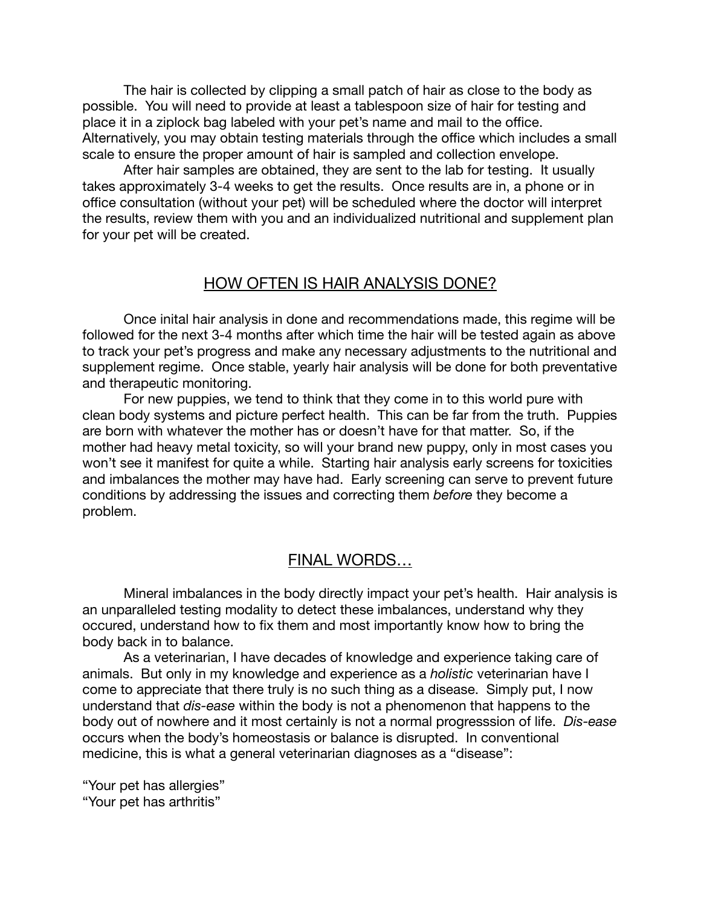The hair is collected by clipping a small patch of hair as close to the body as possible. You will need to provide at least a tablespoon size of hair for testing and place it in a ziplock bag labeled with your pet's name and mail to the office. Alternatively, you may obtain testing materials through the office which includes a small scale to ensure the proper amount of hair is sampled and collection envelope.

After hair samples are obtained, they are sent to the lab for testing. It usually takes approximately 3-4 weeks to get the results. Once results are in, a phone or in office consultation (without your pet) will be scheduled where the doctor will interpret the results, review them with you and an individualized nutritional and supplement plan for your pet will be created.

## HOW OFTEN IS HAIR ANALYSIS DONE?

Once inital hair analysis in done and recommendations made, this regime will be followed for the next 3-4 months after which time the hair will be tested again as above to track your pet's progress and make any necessary adjustments to the nutritional and supplement regime. Once stable, yearly hair analysis will be done for both preventative and therapeutic monitoring.

For new puppies, we tend to think that they come in to this world pure with clean body systems and picture perfect health. This can be far from the truth. Puppies are born with whatever the mother has or doesn't have for that matter. So, if the mother had heavy metal toxicity, so will your brand new puppy, only in most cases you won't see it manifest for quite a while. Starting hair analysis early screens for toxicities and imbalances the mother may have had. Early screening can serve to prevent future conditions by addressing the issues and correcting them *before* they become a problem.

## FINAL WORDS…

Mineral imbalances in the body directly impact your pet's health. Hair analysis is an unparalleled testing modality to detect these imbalances, understand why they occured, understand how to fix them and most importantly know how to bring the body back in to balance.

As a veterinarian, I have decades of knowledge and experience taking care of animals. But only in my knowledge and experience as a *holistic* veterinarian have I come to appreciate that there truly is no such thing as a disease. Simply put, I now understand that *dis-ease* within the body is not a phenomenon that happens to the body out of nowhere and it most certainly is not a normal progresssion of life. *Dis-ease* occurs when the body's homeostasis or balance is disrupted. In conventional medicine, this is what a general veterinarian diagnoses as a "disease":

"Your pet has allergies"
"Your pet has arthritis"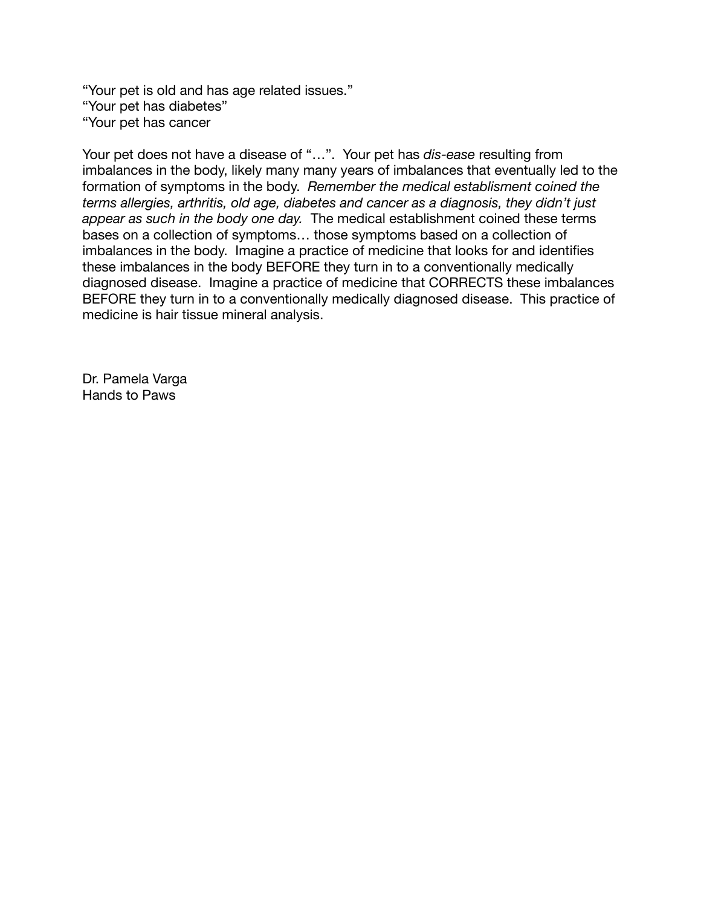"Your pet is old and has age related issues."
"Your pet has diabetes"
"Your pet has cancer

Your pet does not have a disease of "…". Your pet has *dis-ease* resulting from imbalances in the body, likely many many years of imbalances that eventually led to the formation of symptoms in the body. *Remember the medical establisment coined the terms allergies, arthritis, old age, diabetes and cancer as a diagnosis, they didn't just appear as such in the body one day.* The medical establishment coined these terms bases on a collection of symptoms… those symptoms based on a collection of imbalances in the body. Imagine a practice of medicine that looks for and identifies these imbalances in the body BEFORE they turn in to a conventionally medically diagnosed disease. Imagine a practice of medicine that CORRECTS these imbalances BEFORE they turn in to a conventionally medically diagnosed disease. This practice of medicine is hair tissue mineral analysis.

Dr. Pamela Varga
Hands to Paws